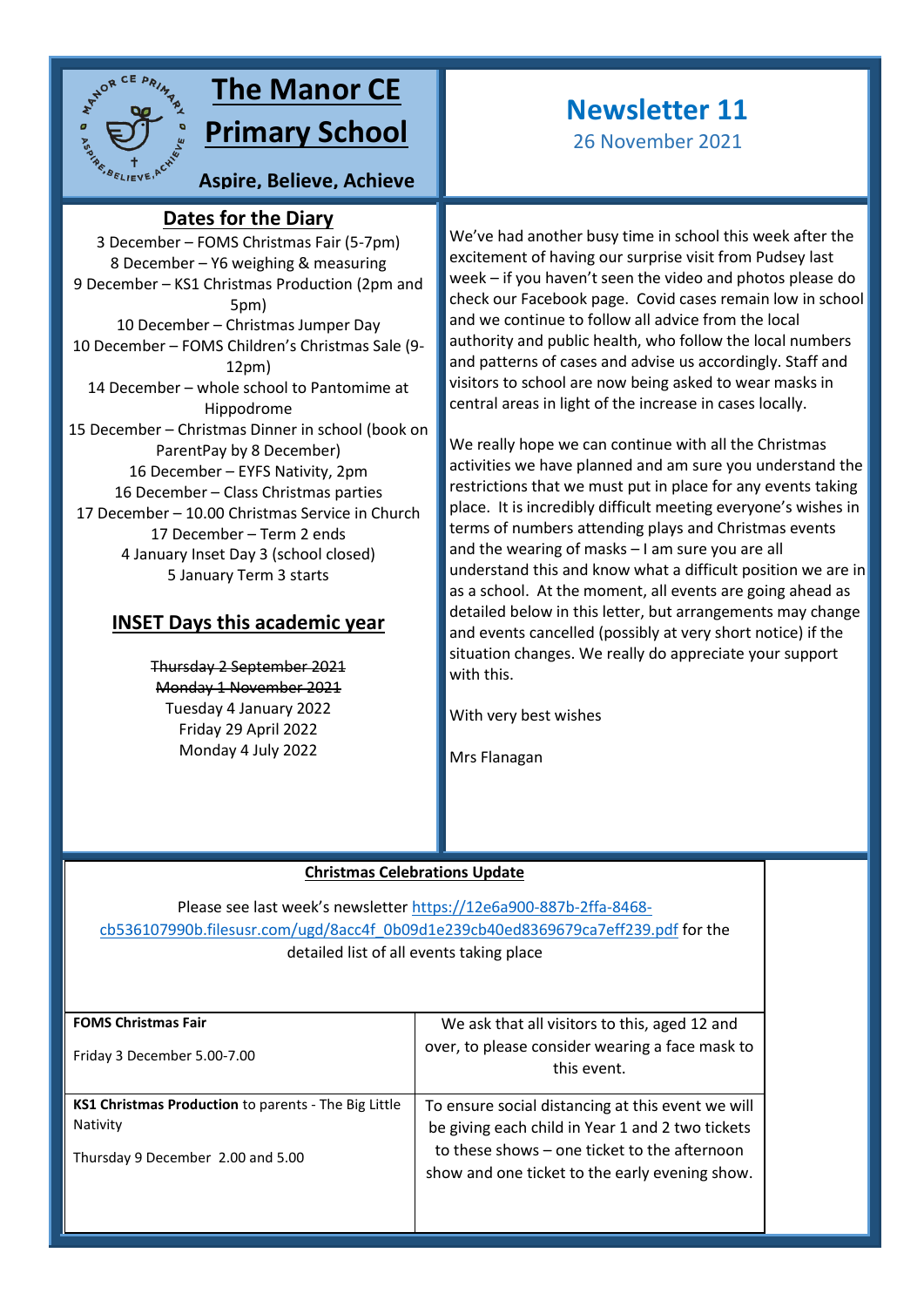# The Manor CE Primary School

**Aspire, Believe, Achieve**

## Newsletter 11

26 November 2021

## Dates for the Diary

3 December – FOMS Christmas Fair (5-7pm)
8 December – Y6 weighing & measuring
9 December – KS1 Christmas Production (2pm and 5pm)
10 December – Christmas Jumper Day
10 December – FOMS Children's Christmas Sale (9-12pm)
14 December – whole school to Pantomime at Hippodrome
15 December – Christmas Dinner in school (book on ParentPay by 8 December)
16 December – EYFS Nativity, 2pm
16 December – Class Christmas parties
17 December – 10.00 Christmas Service in Church
17 December – Term 2 ends
4 January Inset Day 3 (school closed)
5 January Term 3 starts

## INSET Days this academic year

~~Thursday 2 September 2021~~
~~Monday 1 November 2021~~
Tuesday 4 January 2022
Friday 29 April 2022
Monday 4 July 2022

We've had another busy time in school this week after the excitement of having our surprise visit from Pudsey last week – if you haven't seen the video and photos please do check our Facebook page. Covid cases remain low in school and we continue to follow all advice from the local authority and public health, who follow the local numbers and patterns of cases and advise us accordingly. Staff and visitors to school are now being asked to wear masks in central areas in light of the increase in cases locally.

We really hope we can continue with all the Christmas activities we have planned and am sure you understand the restrictions that we must put in place for any events taking place. It is incredibly difficult meeting everyone's wishes in terms of numbers attending plays and Christmas events and the wearing of masks – I am sure you are all understand this and know what a difficult position we are in as a school. At the moment, all events are going ahead as detailed below in this letter, but arrangements may change and events cancelled (possibly at very short notice) if the situation changes. We really do appreciate your support with this.

With very best wishes

Mrs Flanagan

**Christmas Celebrations Update**

Please see last week's newsletter https://12e6a900-887b-2ffa-8468-cb536107990b.filesusr.com/ugd/8acc4f_0b09d1e239cb40ed8369679ca7eff239.pdf for the detailed list of all events taking place

| | |
|---|---|
| **FOMS Christmas Fair**<br><br>Friday 3 December 5.00-7.00 | We ask that all visitors to this, aged 12 and over, to please consider wearing a face mask to this event. |
| **KS1 Christmas Production** to parents - The Big Little Nativity<br><br>Thursday 9 December 2.00 and 5.00 | To ensure social distancing at this event we will be giving each child in Year 1 and 2 two tickets to these shows – one ticket to the afternoon show and one ticket to the early evening show. |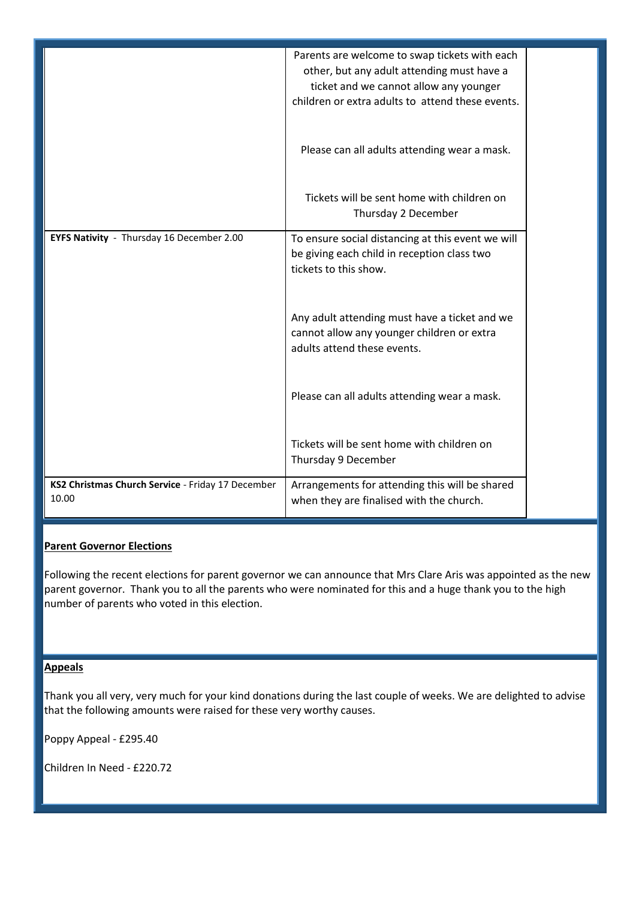| | |
|---|---|
| | Parents are welcome to swap tickets with each other, but any adult attending must have a ticket and we cannot allow any younger children or extra adults to attend these events.<br><br>Please can all adults attending wear a mask.<br><br>Tickets will be sent home with children on Thursday 2 December |
| **EYFS Nativity** - Thursday 16 December 2.00 | To ensure social distancing at this event we will be giving each child in reception class two tickets to this show.<br><br>Any adult attending must have a ticket and we cannot allow any younger children or extra adults attend these events.<br><br>Please can all adults attending wear a mask.<br><br>Tickets will be sent home with children on Thursday 9 December |
| **KS2 Christmas Church Service** - Friday 17 December 10.00 | Arrangements for attending this will be shared when they are finalised with the church. |

**Parent Governor Elections**

Following the recent elections for parent governor we can announce that Mrs Clare Aris was appointed as the new parent governor. Thank you to all the parents who were nominated for this and a huge thank you to the high number of parents who voted in this election.

**Appeals**

Thank you all very, very much for your kind donations during the last couple of weeks. We are delighted to advise that the following amounts were raised for these very worthy causes.

Poppy Appeal - £295.40

Children In Need - £220.72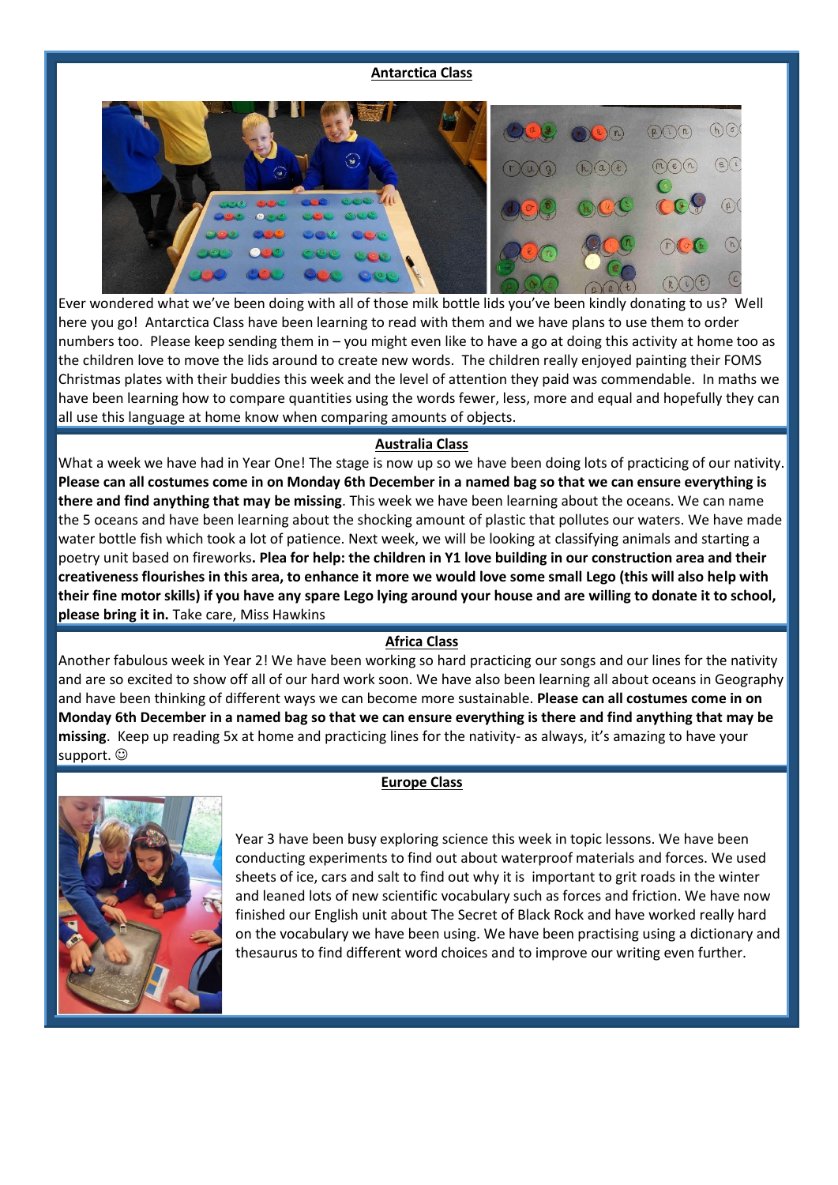## Antarctica Class

Ever wondered what we've been doing with all of those milk bottle lids you've been kindly donating to us? Well here you go! Antarctica Class have been learning to read with them and we have plans to use them to order numbers too. Please keep sending them in – you might even like to have a go at doing this activity at home too as the children love to move the lids around to create new words. The children really enjoyed painting their FOMS Christmas plates with their buddies this week and the level of attention they paid was commendable. In maths we have been learning how to compare quantities using the words fewer, less, more and equal and hopefully they can all use this language at home know when comparing amounts of objects.

## Australia Class

What a week we have had in Year One! The stage is now up so we have been doing lots of practicing of our nativity. **Please can all costumes come in on Monday 6th December in a named bag so that we can ensure everything is there and find anything that may be missing**. This week we have been learning about the oceans. We can name the 5 oceans and have been learning about the shocking amount of plastic that pollutes our waters. We have made water bottle fish which took a lot of patience. Next week, we will be looking at classifying animals and starting a poetry unit based on fireworks**. Plea for help: the children in Y1 love building in our construction area and their creativeness flourishes in this area, to enhance it more we would love some small Lego (this will also help with their fine motor skills) if you have any spare Lego lying around your house and are willing to donate it to school, please bring it in.** Take care, Miss Hawkins

## Africa Class

Another fabulous week in Year 2! We have been working so hard practicing our songs and our lines for the nativity and are so excited to show off all of our hard work soon. We have also been learning all about oceans in Geography and have been thinking of different ways we can become more sustainable. **Please can all costumes come in on Monday 6th December in a named bag so that we can ensure everything is there and find anything that may be missing**. Keep up reading 5x at home and practicing lines for the nativity- as always, it's amazing to have your support. ☺

## Europe Class

Year 3 have been busy exploring science this week in topic lessons. We have been conducting experiments to find out about waterproof materials and forces. We used sheets of ice, cars and salt to find out why it is important to grit roads in the winter and leaned lots of new scientific vocabulary such as forces and friction. We have now finished our English unit about The Secret of Black Rock and have worked really hard on the vocabulary we have been using. We have been practising using a dictionary and thesaurus to find different word choices and to improve our writing even further.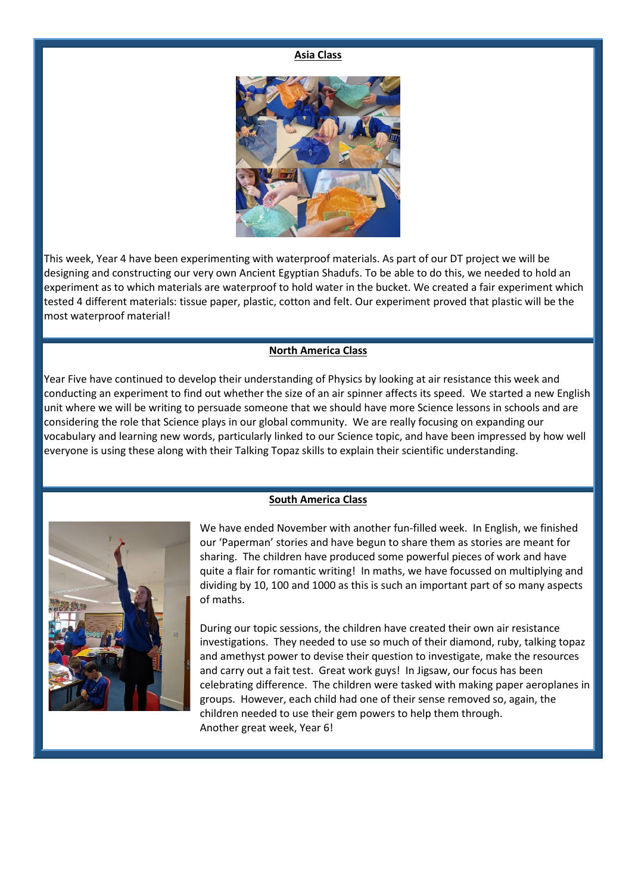## Asia Class

This week, Year 4 have been experimenting with waterproof materials. As part of our DT project we will be designing and constructing our very own Ancient Egyptian Shadufs. To be able to do this, we needed to hold an experiment as to which materials are waterproof to hold water in the bucket. We created a fair experiment which tested 4 different materials: tissue paper, plastic, cotton and felt. Our experiment proved that plastic will be the most waterproof material!

## North America Class

Year Five have continued to develop their understanding of Physics by looking at air resistance this week and conducting an experiment to find out whether the size of an air spinner affects its speed. We started a new English unit where we will be writing to persuade someone that we should have more Science lessons in schools and are considering the role that Science plays in our global community. We are really focusing on expanding our vocabulary and learning new words, particularly linked to our Science topic, and have been impressed by how well everyone is using these along with their Talking Topaz skills to explain their scientific understanding.

## South America Class

We have ended November with another fun-filled week. In English, we finished our 'Paperman' stories and have begun to share them as stories are meant for sharing. The children have produced some powerful pieces of work and have quite a flair for romantic writing! In maths, we have focussed on multiplying and dividing by 10, 100 and 1000 as this is such an important part of so many aspects of maths.

During our topic sessions, the children have created their own air resistance investigations. They needed to use so much of their diamond, ruby, talking topaz and amethyst power to devise their question to investigate, make the resources and carry out a fait test. Great work guys! In Jigsaw, our focus has been celebrating difference. The children were tasked with making paper aeroplanes in groups. However, each child had one of their sense removed so, again, the children needed to use their gem powers to help them through.
Another great week, Year 6!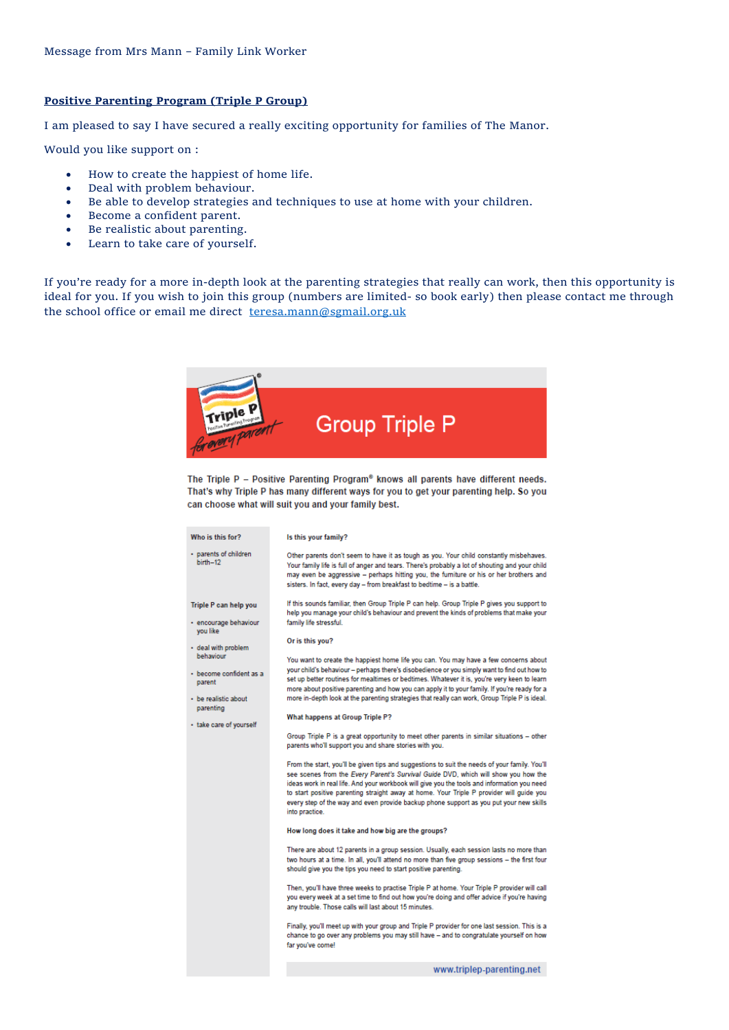Message from Mrs Mann – Family Link Worker

**Positive Parenting Program (Triple P Group)**

I am pleased to say I have secured a really exciting opportunity for families of The Manor.

Would you like support on :

- How to create the happiest of home life.
- Deal with problem behaviour.
- Be able to develop strategies and techniques to use at home with your children.
- Become a confident parent.
- Be realistic about parenting.
- Learn to take care of yourself.

If you're ready for a more in-depth look at the parenting strategies that really can work, then this opportunity is ideal for you. If you wish to join this group (numbers are limited- so book early) then please contact me through the school office or email me direct teresa.mann@sgmail.org.uk

Triple P Positive Parenting Program *for every parent*

# Group Triple P

**The Triple P – Positive Parenting Program® knows all parents have different needs. That's why Triple P has many different ways for you to get your parenting help. So you can choose what will suit you and your family best.**

**Who is this for?**

- parents of children birth–12

**Triple P can help you**

- encourage behaviour you like
- deal with problem behaviour
- become confident as a parent
- be realistic about parenting
- take care of yourself

**Is this your family?**

Other parents don't seem to have it as tough as you. Your child constantly misbehaves. Your family life is full of anger and tears. There's probably a lot of shouting and your child may even be aggressive – perhaps hitting you, the furniture or his or her brothers and sisters. In fact, every day – from breakfast to bedtime – is a battle.

If this sounds familiar, then Group Triple P can help. Group Triple P gives you support to help you manage your child's behaviour and prevent the kinds of problems that make your family life stressful.

**Or is this you?**

You want to create the happiest home life you can. You may have a few concerns about your child's behaviour – perhaps there's disobedience or you simply want to find out how to set up better routines for mealtimes or bedtimes. Whatever it is, you're very keen to learn more about positive parenting and how you can apply it to your family. If you're ready for a more in-depth look at the parenting strategies that really can work, Group Triple P is ideal.

**What happens at Group Triple P?**

Group Triple P is a great opportunity to meet other parents in similar situations – other parents who'll support you and share stories with you.

From the start, you'll be given tips and suggestions to suit the needs of your family. You'll see scenes from the *Every Parent's Survival Guide* DVD, which will show you how the ideas work in real life. And your workbook will give you the tools and information you need to start positive parenting straight away at home. Your Triple P provider will guide you every step of the way and even provide backup phone support as you put your new skills into practice.

**How long does it take and how big are the groups?**

There are about 12 parents in a group session. Usually, each session lasts no more than two hours at a time. In all, you'll attend no more than five group sessions – the first four should give you the tips you need to start positive parenting.

Then, you'll have three weeks to practise Triple P at home. Your Triple P provider will call you every week at a set time to find out how you're doing and offer advice if you're having any trouble. Those calls will last about 15 minutes.

Finally, you'll meet up with your group and Triple P provider for one last session. This is a chance to go over any problems you may still have – and to congratulate yourself on how far you've come!

www.triplep-parenting.net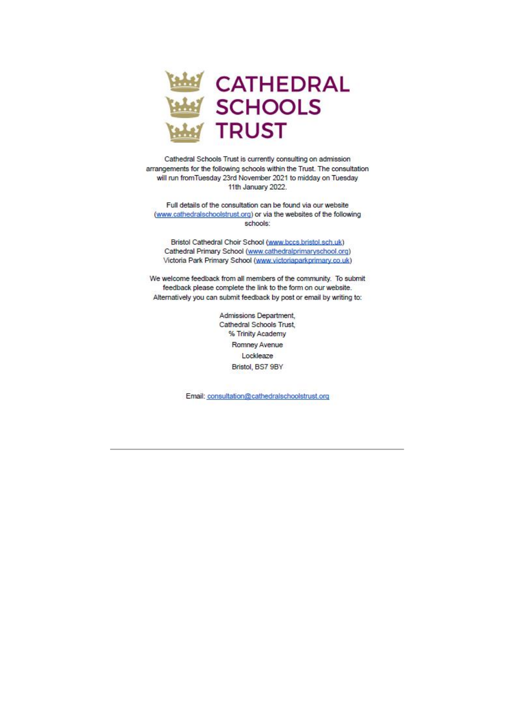# CATHEDRAL SCHOOLS TRUST

Cathedral Schools Trust is currently consulting on admission arrangements for the following schools within the Trust. The consultation will run fromTuesday 23rd November 2021 to midday on Tuesday 11th January 2022.

Full details of the consultation can be found via our website (www.cathedralschoolstrust.org) or via the websites of the following schools:

Bristol Cathedral Choir School (www.bccs.bristol.sch.uk)
Cathedral Primary School (www.cathedralprimaryschool.org)
Victoria Park Primary School (www.victoriaparkprimary.co.uk)

We welcome feedback from all members of the community. To submit feedback please complete the link to the form on our website. Alternatively you can submit feedback by post or email by writing to:

Admissions Department,
Cathedral Schools Trust,
% Trinity Academy
Romney Avenue
Lockleaze
Bristol, BS7 9BY

Email: consultation@cathedralschoolstrust.org